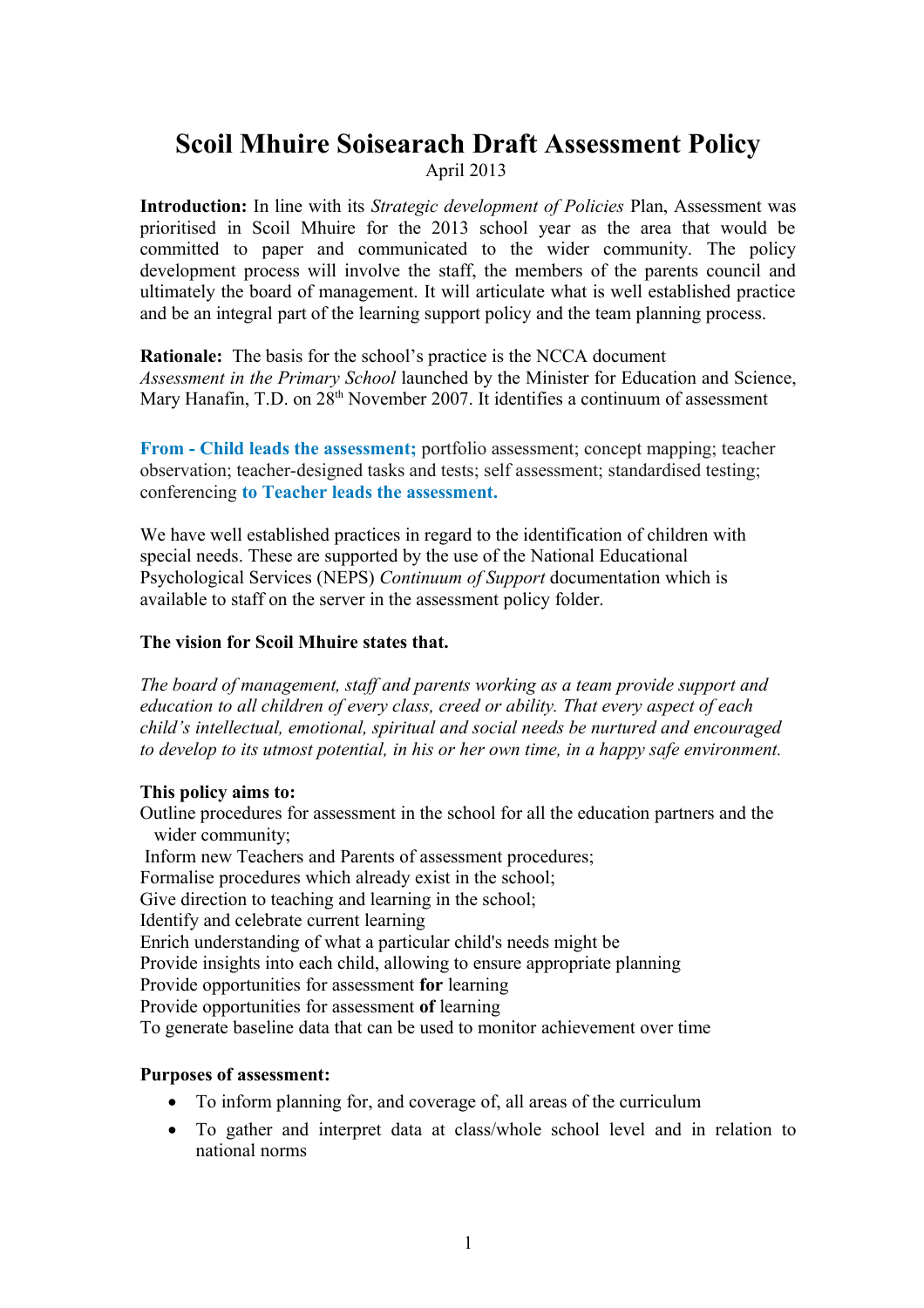# Scoil Mhuire Soisearach Draft Assessment Policy

April 2013

**Introduction:** In line with its *Strategic development of Policies* Plan, Assessment was prioritised in Scoil Mhuire for the 2013 school year as the area that would be committed to paper and communicated to the wider community. The policy development process will involve the staff, the members of the parents council and ultimately the board of management. It will articulate what is well established practice and be an integral part of the learning support policy and the team planning process.

**Rationale:** The basis for the school's practice is the NCCA document *Assessment in the Primary School* launched by the Minister for Education and Science, Mary Hanafin, T.D. on 28th November 2007. It identifies a continuum of assessment

**From - Child leads the assessment;** portfolio assessment; concept mapping; teacher observation; teacher-designed tasks and tests; self assessment; standardised testing; conferencing **to Teacher leads the assessment.**

We have well established practices in regard to the identification of children with special needs. These are supported by the use of the National Educational Psychological Services (NEPS) *Continuum of Support* documentation which is available to staff on the server in the assessment policy folder.

**The vision for Scoil Mhuire states that.**

*The board of management, staff and parents working as a team provide support and education to all children of every class, creed or ability. That every aspect of each child's intellectual, emotional, spiritual and social needs be nurtured and encouraged to develop to its utmost potential, in his or her own time, in a happy safe environment.*

**This policy aims to:**

Outline procedures for assessment in the school for all the education partners and the wider community;
Inform new Teachers and Parents of assessment procedures;
Formalise procedures which already exist in the school;
Give direction to teaching and learning in the school;
Identify and celebrate current learning
Enrich understanding of what a particular child's needs might be
Provide insights into each child, allowing to ensure appropriate planning
Provide opportunities for assessment **for** learning
Provide opportunities for assessment **of** learning
To generate baseline data that can be used to monitor achievement over time

**Purposes of assessment:**

- To inform planning for, and coverage of, all areas of the curriculum
- To gather and interpret data at class/whole school level and in relation to national norms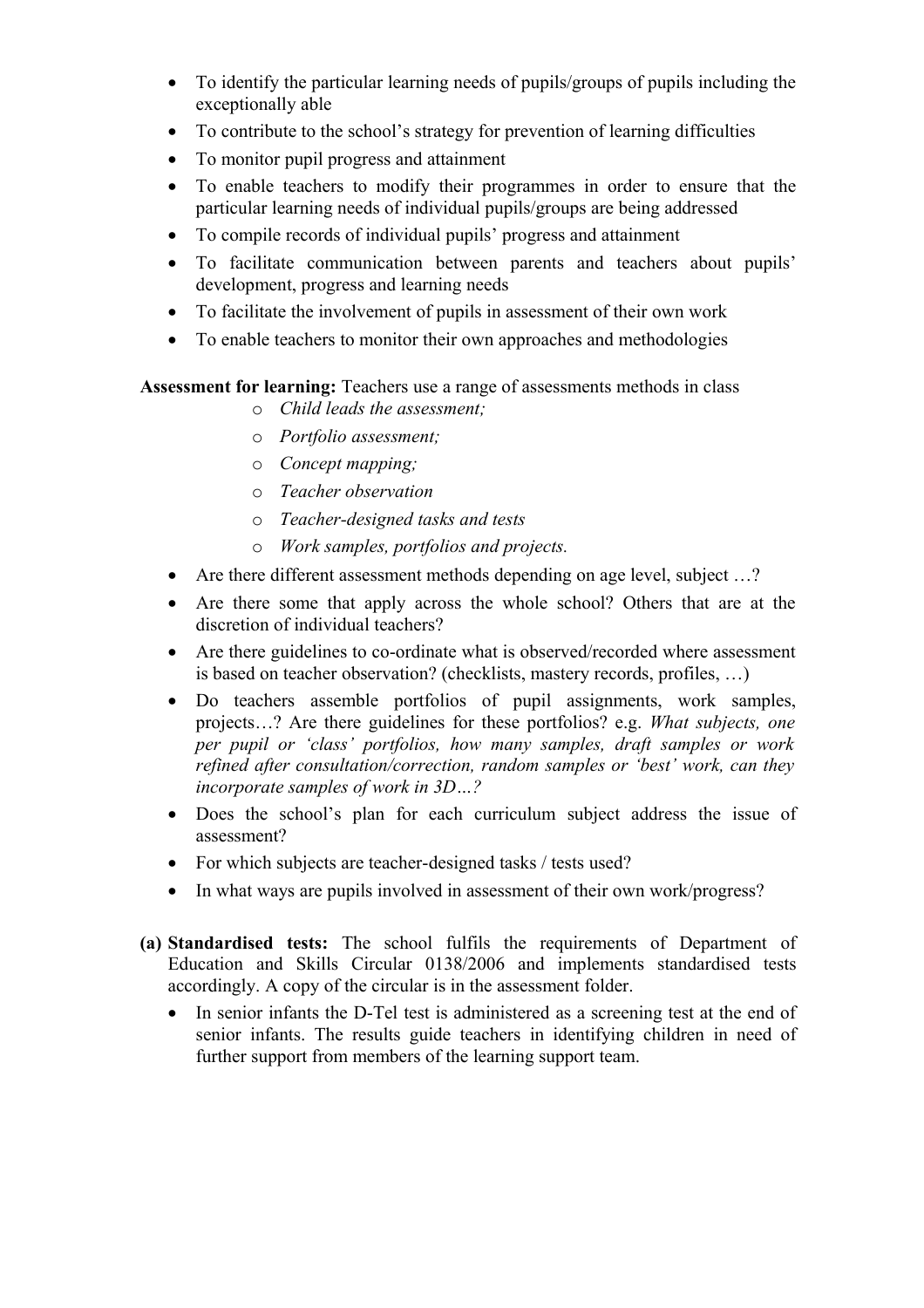- To identify the particular learning needs of pupils/groups of pupils including the exceptionally able
- To contribute to the school's strategy for prevention of learning difficulties
- To monitor pupil progress and attainment
- To enable teachers to modify their programmes in order to ensure that the particular learning needs of individual pupils/groups are being addressed
- To compile records of individual pupils' progress and attainment
- To facilitate communication between parents and teachers about pupils' development, progress and learning needs
- To facilitate the involvement of pupils in assessment of their own work
- To enable teachers to monitor their own approaches and methodologies

**Assessment for learning:** Teachers use a range of assessments methods in class

- *Child leads the assessment;*
- *Portfolio assessment;*
- *Concept mapping;*
- *Teacher observation*
- *Teacher-designed tasks and tests*
- *Work samples, portfolios and projects.*

- Are there different assessment methods depending on age level, subject …?
- Are there some that apply across the whole school? Others that are at the discretion of individual teachers?
- Are there guidelines to co-ordinate what is observed/recorded where assessment is based on teacher observation? (checklists, mastery records, profiles, …)
- Do teachers assemble portfolios of pupil assignments, work samples, projects…? Are there guidelines for these portfolios? e.g. *What subjects, one per pupil or 'class' portfolios, how many samples, draft samples or work refined after consultation/correction, random samples or 'best' work, can they incorporate samples of work in 3D…?*
- Does the school's plan for each curriculum subject address the issue of assessment?
- For which subjects are teacher-designed tasks / tests used?
- In what ways are pupils involved in assessment of their own work/progress?

**(a) Standardised tests:** The school fulfils the requirements of Department of Education and Skills Circular 0138/2006 and implements standardised tests accordingly. A copy of the circular is in the assessment folder.

- In senior infants the D-Tel test is administered as a screening test at the end of senior infants. The results guide teachers in identifying children in need of further support from members of the learning support team.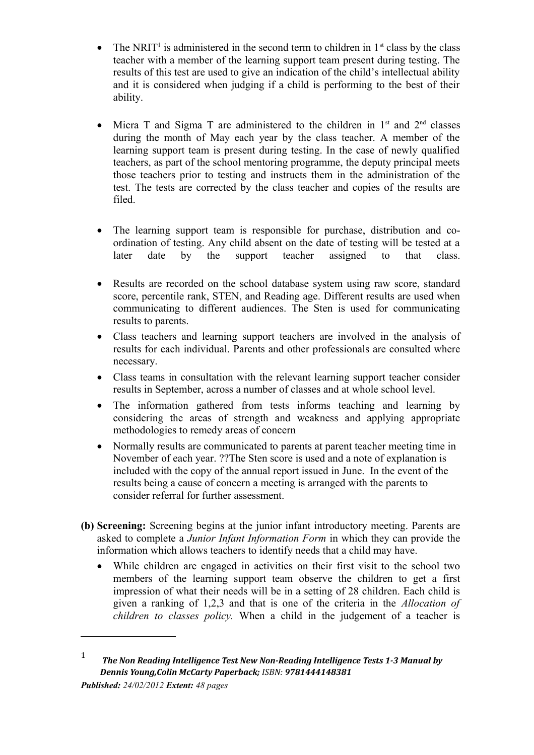- The NRIT[1] is administered in the second term to children in 1st class by the class teacher with a member of the learning support team present during testing. The results of this test are used to give an indication of the child's intellectual ability and it is considered when judging if a child is performing to the best of their ability.

- Micra T and Sigma T are administered to the children in 1st and 2nd classes during the month of May each year by the class teacher. A member of the learning support team is present during testing. In the case of newly qualified teachers, as part of the school mentoring programme, the deputy principal meets those teachers prior to testing and instructs them in the administration of the test. The tests are corrected by the class teacher and copies of the results are filed.

- The learning support team is responsible for purchase, distribution and co-ordination of testing. Any child absent on the date of testing will be tested at a later date by the support teacher assigned to that class.

- Results are recorded on the school database system using raw score, standard score, percentile rank, STEN, and Reading age. Different results are used when communicating to different audiences. The Sten is used for communicating results to parents.
- Class teachers and learning support teachers are involved in the analysis of results for each individual. Parents and other professionals are consulted where necessary.
- Class teams in consultation with the relevant learning support teacher consider results in September, across a number of classes and at whole school level.
- The information gathered from tests informs teaching and learning by considering the areas of strength and weakness and applying appropriate methodologies to remedy areas of concern
- Normally results are communicated to parents at parent teacher meeting time in November of each year. ??The Sten score is used and a note of explanation is included with the copy of the annual report issued in June. In the event of the results being a cause of concern a meeting is arranged with the parents to consider referral for further assessment.

**(b) Screening:** Screening begins at the junior infant introductory meeting. Parents are asked to complete a *Junior Infant Information Form* in which they can provide the information which allows teachers to identify needs that a child may have.

- While children are engaged in activities on their first visit to the school two members of the learning support team observe the children to get a first impression of what their needs will be in a setting of 28 children. Each child is given a ranking of 1,2,3 and that is one of the criteria in the *Allocation of children to classes policy.* When a child in the judgement of a teacher is

---

[1] ***The Non Reading Intelligence Test New Non-Reading Intelligence Tests 1-3 Manual by Dennis Young,Colin McCarty Paperback;*** *ISBN:* ***9781444148381***
***Published:*** *24/02/2012* ***Extent:*** *48 pages*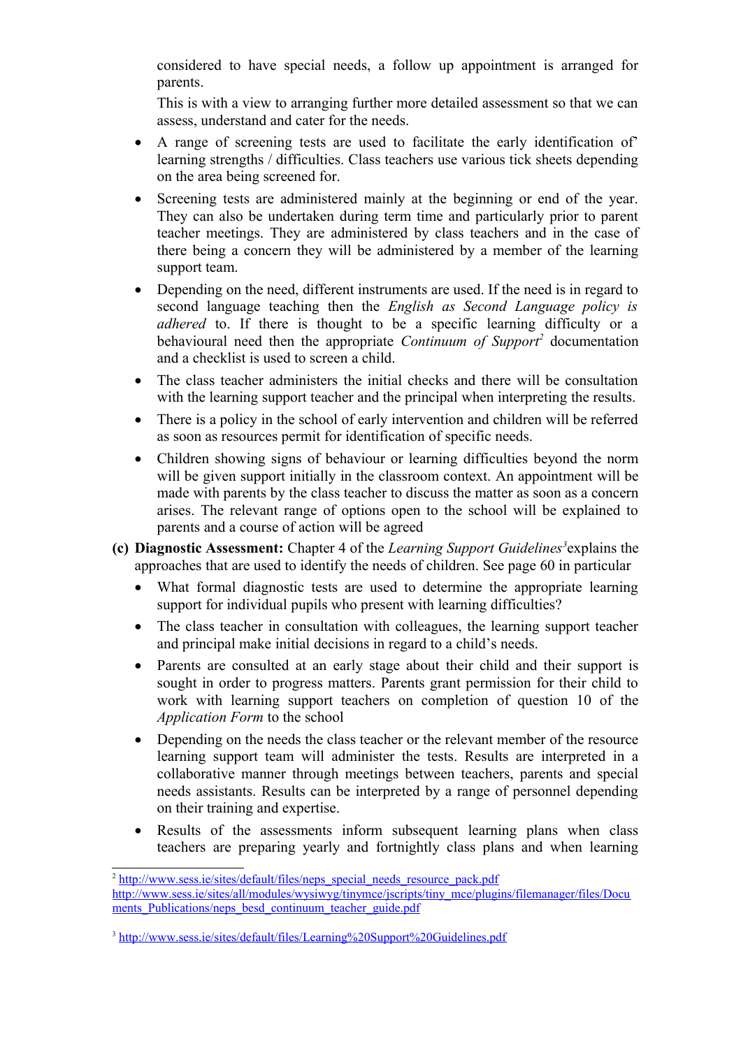considered to have special needs, a follow up appointment is arranged for parents.

This is with a view to arranging further more detailed assessment so that we can assess, understand and cater for the needs.

- A range of screening tests are used to facilitate the early identification of' learning strengths / difficulties. Class teachers use various tick sheets depending on the area being screened for.
- Screening tests are administered mainly at the beginning or end of the year. They can also be undertaken during term time and particularly prior to parent teacher meetings. They are administered by class teachers and in the case of there being a concern they will be administered by a member of the learning support team.
- Depending on the need, different instruments are used. If the need is in regard to second language teaching then the *English as Second Language policy is adhered* to. If there is thought to be a specific learning difficulty or a behavioural need then the appropriate *Continuum of Support*[2] documentation and a checklist is used to screen a child.
- The class teacher administers the initial checks and there will be consultation with the learning support teacher and the principal when interpreting the results.
- There is a policy in the school of early intervention and children will be referred as soon as resources permit for identification of specific needs.
- Children showing signs of behaviour or learning difficulties beyond the norm will be given support initially in the classroom context. An appointment will be made with parents by the class teacher to discuss the matter as soon as a concern arises. The relevant range of options open to the school will be explained to parents and a course of action will be agreed

**(c) Diagnostic Assessment:** Chapter 4 of the *Learning Support Guidelines*[3] explains the approaches that are used to identify the needs of children. See page 60 in particular

- What formal diagnostic tests are used to determine the appropriate learning support for individual pupils who present with learning difficulties?
- The class teacher in consultation with colleagues, the learning support teacher and principal make initial decisions in regard to a child's needs.
- Parents are consulted at an early stage about their child and their support is sought in order to progress matters. Parents grant permission for their child to work with learning support teachers on completion of question 10 of the *Application Form* to the school
- Depending on the needs the class teacher or the relevant member of the resource learning support team will administer the tests. Results are interpreted in a collaborative manner through meetings between teachers, parents and special needs assistants. Results can be interpreted by a range of personnel depending on their training and expertise.
- Results of the assessments inform subsequent learning plans when class teachers are preparing yearly and fortnightly class plans and when learning

---

[2] http://www.sess.ie/sites/default/files/neps_special_needs_resource_pack.pdf
http://www.sess.ie/sites/all/modules/wysiwyg/tinymce/jscripts/tiny_mce/plugins/filemanager/files/Documents_Publications/neps_besd_continuum_teacher_guide.pdf

[3] http://www.sess.ie/sites/default/files/Learning%20Support%20Guidelines.pdf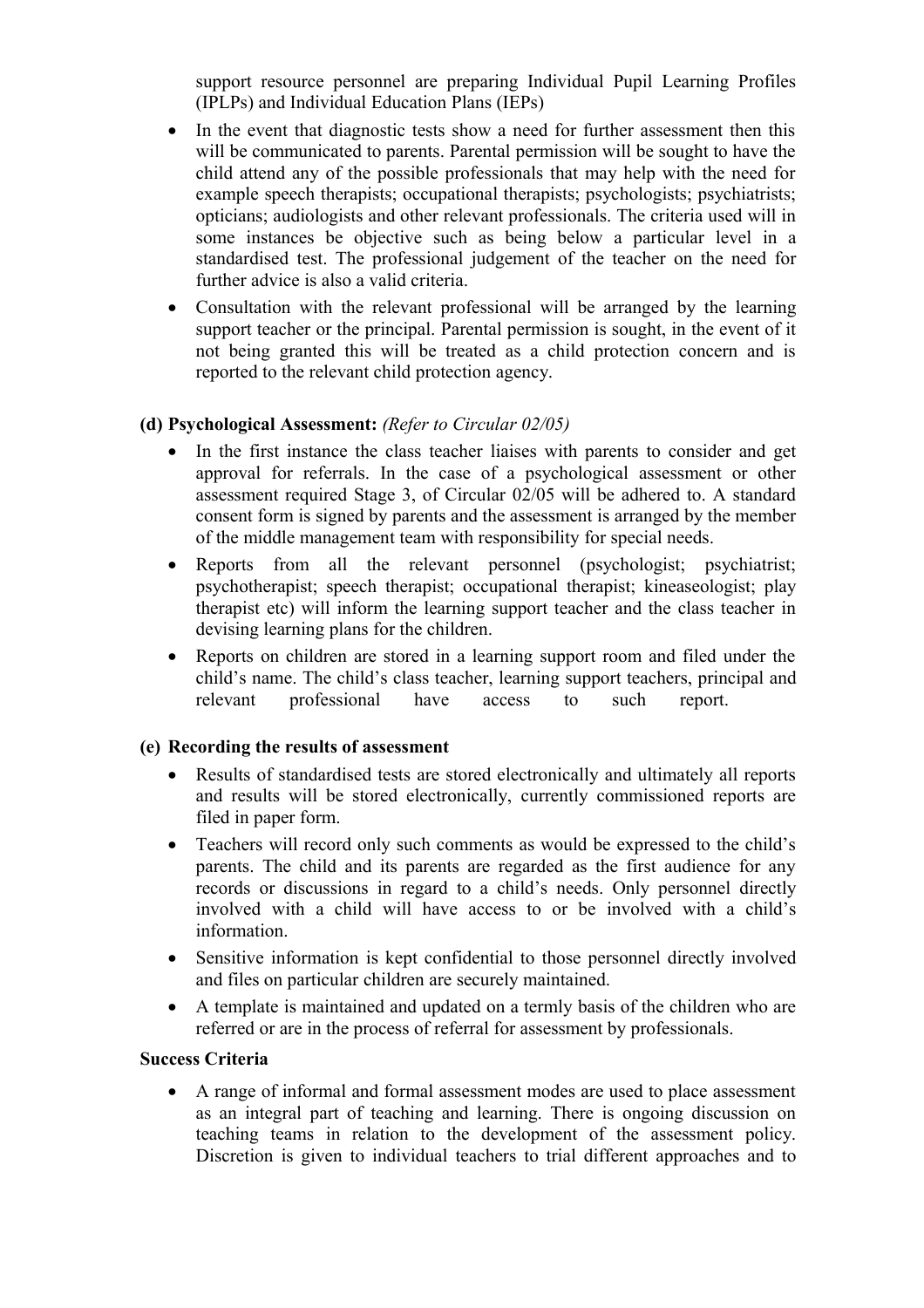support resource personnel are preparing Individual Pupil Learning Profiles (IPLPs) and Individual Education Plans (IEPs)

- In the event that diagnostic tests show a need for further assessment then this will be communicated to parents. Parental permission will be sought to have the child attend any of the possible professionals that may help with the need for example speech therapists; occupational therapists; psychologists; psychiatrists; opticians; audiologists and other relevant professionals. The criteria used will in some instances be objective such as being below a particular level in a standardised test. The professional judgement of the teacher on the need for further advice is also a valid criteria.
- Consultation with the relevant professional will be arranged by the learning support teacher or the principal. Parental permission is sought, in the event of it not being granted this will be treated as a child protection concern and is reported to the relevant child protection agency.

**(d) Psychological Assessment:** *(Refer to Circular 02/05)*

- In the first instance the class teacher liaises with parents to consider and get approval for referrals. In the case of a psychological assessment or other assessment required Stage 3, of Circular 02/05 will be adhered to. A standard consent form is signed by parents and the assessment is arranged by the member of the middle management team with responsibility for special needs.
- Reports from all the relevant personnel (psychologist; psychiatrist; psychotherapist; speech therapist; occupational therapist; kineaseologist; play therapist etc) will inform the learning support teacher and the class teacher in devising learning plans for the children.
- Reports on children are stored in a learning support room and filed under the child's name. The child's class teacher, learning support teachers, principal and relevant professional have access to such report.

**(e) Recording the results of assessment**

- Results of standardised tests are stored electronically and ultimately all reports and results will be stored electronically, currently commissioned reports are filed in paper form.
- Teachers will record only such comments as would be expressed to the child's parents. The child and its parents are regarded as the first audience for any records or discussions in regard to a child's needs. Only personnel directly involved with a child will have access to or be involved with a child's information.
- Sensitive information is kept confidential to those personnel directly involved and files on particular children are securely maintained.
- A template is maintained and updated on a termly basis of the children who are referred or are in the process of referral for assessment by professionals.

**Success Criteria**

- A range of informal and formal assessment modes are used to place assessment as an integral part of teaching and learning. There is ongoing discussion on teaching teams in relation to the development of the assessment policy. Discretion is given to individual teachers to trial different approaches and to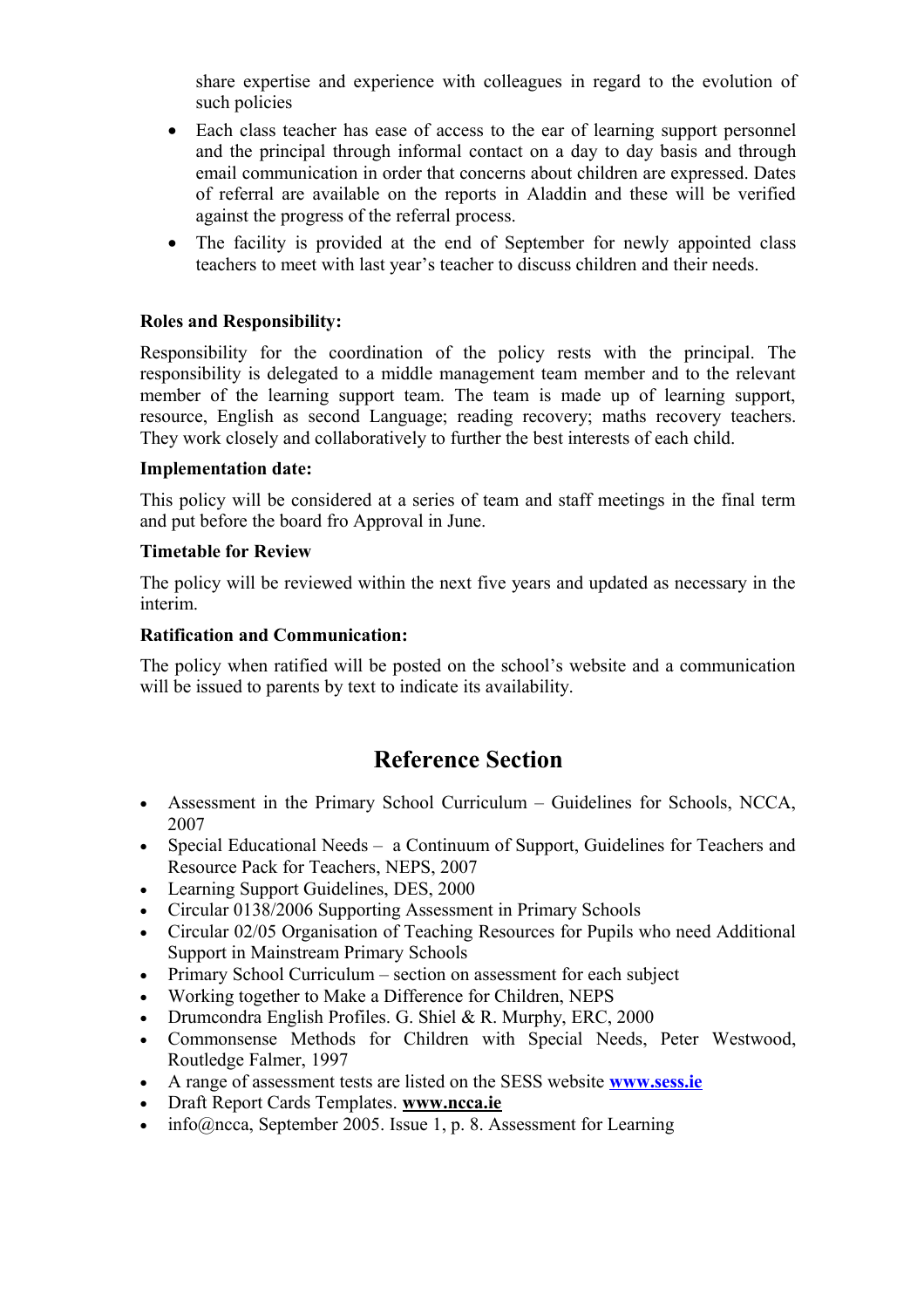share expertise and experience with colleagues in regard to the evolution of such policies

- Each class teacher has ease of access to the ear of learning support personnel and the principal through informal contact on a day to day basis and through email communication in order that concerns about children are expressed. Dates of referral are available on the reports in Aladdin and these will be verified against the progress of the referral process.
- The facility is provided at the end of September for newly appointed class teachers to meet with last year's teacher to discuss children and their needs.

**Roles and Responsibility:**

Responsibility for the coordination of the policy rests with the principal. The responsibility is delegated to a middle management team member and to the relevant member of the learning support team. The team is made up of learning support, resource, English as second Language; reading recovery; maths recovery teachers. They work closely and collaboratively to further the best interests of each child.

**Implementation date:**

This policy will be considered at a series of team and staff meetings in the final term and put before the board fro Approval in June.

**Timetable for Review**

The policy will be reviewed within the next five years and updated as necessary in the interim.

**Ratification and Communication:**

The policy when ratified will be posted on the school's website and a communication will be issued to parents by text to indicate its availability.

## Reference Section

- Assessment in the Primary School Curriculum – Guidelines for Schools, NCCA, 2007
- Special Educational Needs – a Continuum of Support, Guidelines for Teachers and Resource Pack for Teachers, NEPS, 2007
- Learning Support Guidelines, DES, 2000
- Circular 0138/2006 Supporting Assessment in Primary Schools
- Circular 02/05 Organisation of Teaching Resources for Pupils who need Additional Support in Mainstream Primary Schools
- Primary School Curriculum – section on assessment for each subject
- Working together to Make a Difference for Children, NEPS
- Drumcondra English Profiles. G. Shiel & R. Murphy, ERC, 2000
- Commonsense Methods for Children with Special Needs, Peter Westwood, Routledge Falmer, 1997
- A range of assessment tests are listed on the SESS website **www.sess.ie**
- Draft Report Cards Templates. **www.ncca.ie**
- info@ncca, September 2005. Issue 1, p. 8. Assessment for Learning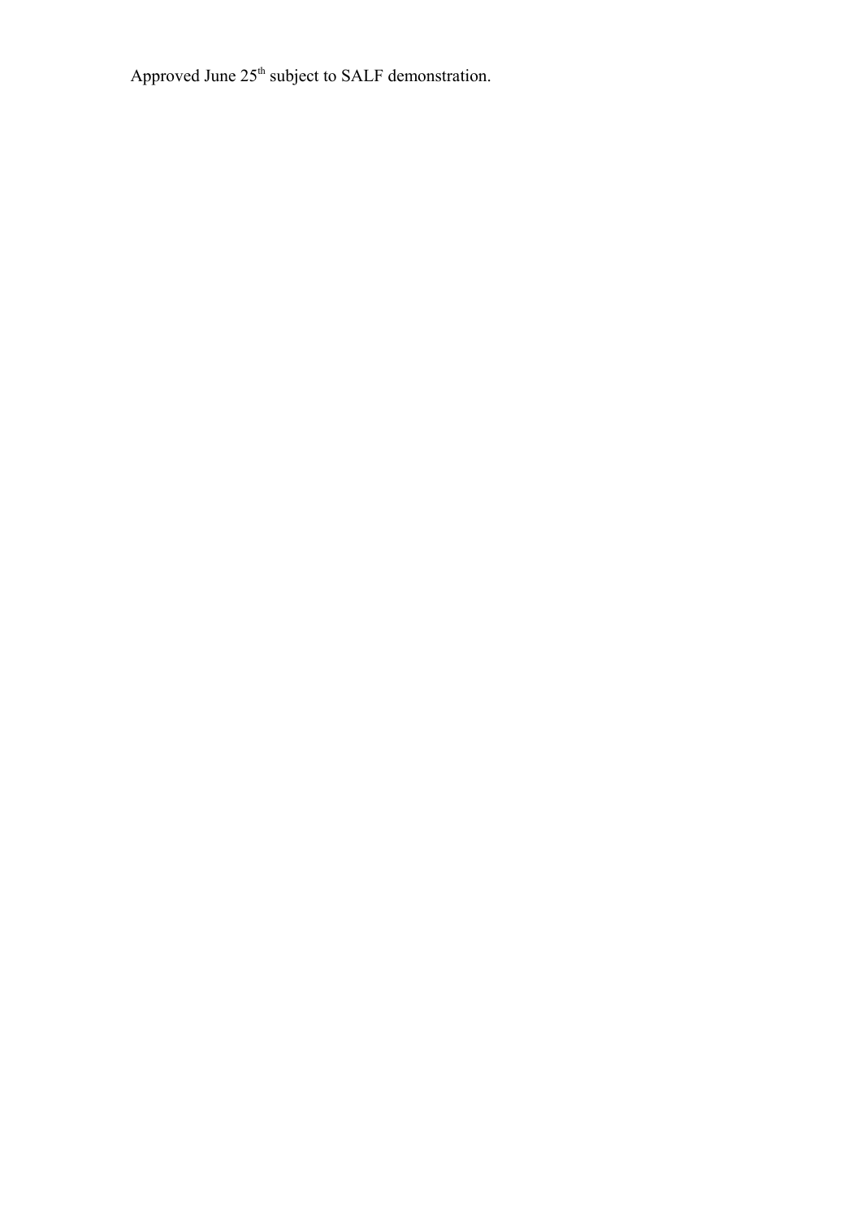Approved June 25th subject to SALF demonstration.